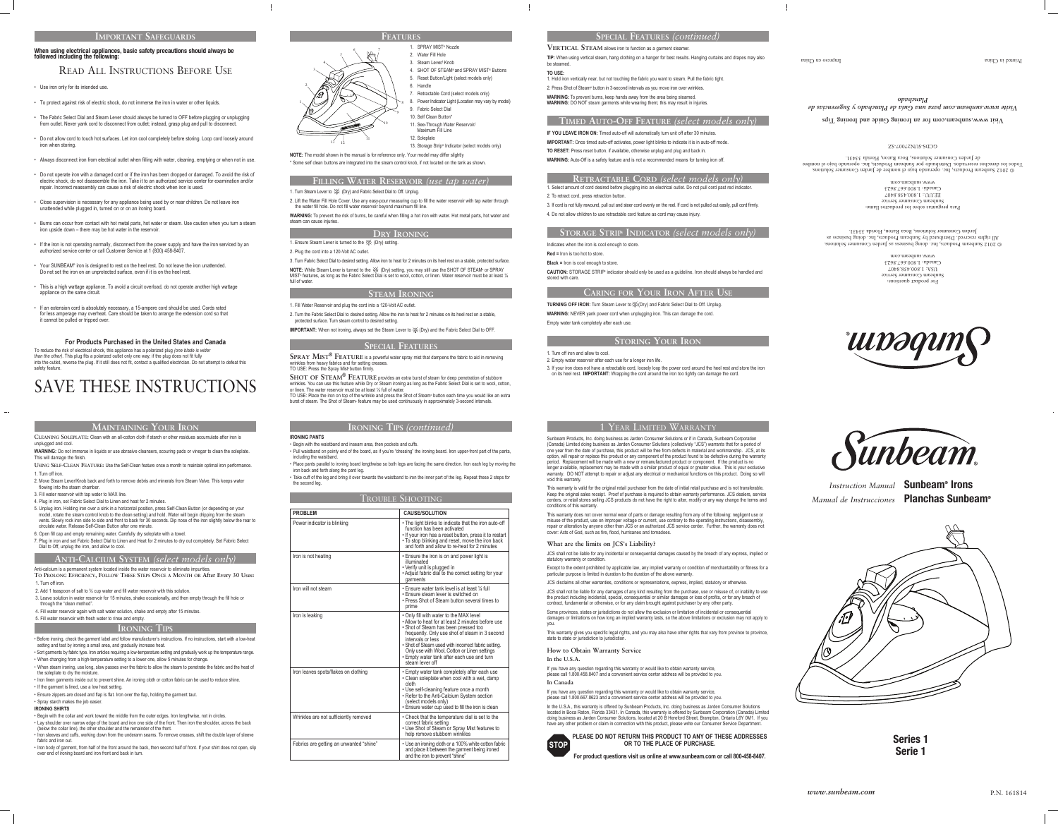## Important Safeguards

**When using electrical appliances, basic safety precautions should always be followed including the following:**

### Read All Instructions Before Use

- Use iron only for its intended use.
- To protect against risk of electric shock, do not immerse the iron in water or other liquids.
- The Fabric Select Dial and Steam Lever should always be turned to OFF before plugging or unplugging from outlet. Never yank cord to disconnect from outlet; instead, grasp plug and pull to disconnect.
- Do not allow cord to touch hot surfaces. Let iron cool completely before storing. Loop cord loosely around iron when storing.
- Always disconnect iron from electrical outlet when filling with water, cleaning, emptying or when not in use.
- Do not operate iron with a damaged cord or if the iron has been dropped or damaged. To avoid the risk of electric shock, do not disassemble the iron. Take it to an authorized service center for examination and/or repair. Incorrect reassembly can cause a risk of electric shock when iron is used.
- Close supervision is necessary for any appliance being used by or near children. Do not leave iron unattended while plugged in, turned on or on an ironing board.
- Burns can occur from contact with hot metal parts, hot water or steam. Use caution when you turn a steam iron upside down – there may be hot water in the reservoir.
- If the iron is not operating normally, disconnect from the power supply and have the iron serviced by an authorized service center or call Customer Service at 1 (800) 458-8407.
- Your SUNBEAM® iron is designed to rest on the heel rest. Do not leave the iron unattended. Do not set the iron on an unprotected surface, even if it is on the heel rest.
- This is a high wattage appliance. To avoid a circuit overload, do not operate another high wattage appliance on the same circuit.
- If an extension cord is absolutely necessary, a 15-ampere cord should be used. Cords rated for less amperage may overheat. Care should be taken to arrange the extension cord so that it cannot be pulled or tripped over.

#### For Products Purchased in the United States and Canada

To reduce the risk of electrical shock, this appliance has a polarized plug (*one blade is wider than the other*). This plug fits a polarized outlet only one way; if the plug does not fit fully into the outlet, reverse the plug. If it still does not fit, contact a qualified electrician. Do not attempt to defeat this safety feature.

# SAVE THESE INSTRUCTIONS

## Features

1. SPRAY MIST® Nozzle
2. Water Fill Hole
3. Steam Lever/ Knob
4. SHOT OF STEAM® and SPRAY MIST® Buttons
5. Reset Button/Light (select models only)
6. Handle
7. Retractable Cord (select models only)
8. Power Indicator Light (Location may vary by model)
9. Fabric Select Dial
10. Self Clean Button*
11. See-Through Water Reservoir/ Maximum Fill Line
12. Soleplate
13. Storage Strip® Indicator (select models only)

**NOTE:** The model shown in the manual is for reference only. Your model may differ slightly
* Some self clean buttons are integrated into the steam control knob, if not located on the tank as shown.

## Filling Water Reservoir *(use tap water)*

1. Turn Steam Lever to (Dry) and Fabric Select Dial to Off. Unplug.
2. Lift the Water Fill Hole Cover. Use any easy-pour measuring cup to fill the water reservoir with tap water through the water fill hole. Do not fill water reservoir beyond maximum fill line.

**WARNING:** To prevent the risk of burns, be careful when filling a hot iron with water. Hot metal parts, hot water and steam can cause injuries.

## Dry Ironing

1. Ensure Steam Lever is turned to the (Dry) setting.
2. Plug the cord into a 120-Volt AC outlet.
3. Turn Fabric Select Dial to desired setting. Allow iron to heat for 2 minutes on its heel rest on a stable, protected surface.

**NOTE:** While Steam Lever is turned to the (Dry) setting, you may still use the SHOT OF STEAM® or SPRAY MIST® features, as long as the Fabric Select Dial is set to wool, cotton, or linen. Water reservoir must be at least ¼ full of water.

## Steam Ironing

1. Fill Water Reservoir and plug the cord into a 120-Volt AC outlet.
2. Turn the Fabric Select Dial to desired setting. Allow the iron to heat for 2 minutes on its heel rest on a stable, protected surface. Turn steam control to desired setting.

**IMPORTANT:** When not ironing, always set the Steam Lever to (Dry) and the Fabric Select Dial to OFF.

## Special Features

**Spray Mist® Feature** is a powerful water spray mist that dampens the fabric to aid in removing wrinkles from heavy fabrics and for setting creases.
TO USE: Press the Spray Mist button firmly.

**Shot of Steam® Feature** provides an extra burst of steam for deep penetration of stubborn wrinkles. You can use this feature while Dry or Steam ironing as long as the Fabric Select Dial is set to wool, cotton, or linen. The water reservoir must be at least ¼ full of water.
TO USE: Place the iron on top of the wrinkle and press the Shot of Steam® button each time you would like an extra burst of steam. The Shot of Steam® feature may be used continuously in approximately 3-second intervals.

## Special Features *(continued)*

**Vertical Steam** allows iron to function as a garment steamer.

**TIP:** When using vertical steam, hang clothing on a hanger for best results. Hanging curtains and drapes may also be steamed.

**TO USE:**
1. Hold iron vertically near, but not touching the fabric you want to steam. Pull the fabric tight.
2. Press Shot of Steam® button in 3-second intervals as you move iron over wrinkles.

**WARNING:** To prevent burns, keep hands away from the area being steamed.
**WARNING:** DO NOT steam garments while wearing them; this may result in injuries.

## Timed Auto-Off Feature *(select models only)*

**IF YOU LEAVE IRON ON:** Timed auto-off will automatically turn unit off after 30 minutes.
**IMPORTANT:** Once timed auto-off activates, power light blinks to indicate it is in auto-off mode.
**TO RESET:** Press reset button. If available, otherwise unplug and plug and back in.
**WARNING:** Auto-Off is a safety feature and is not a recommended means for turning iron off.

## Retractable Cord *(select models only)*

1. Select amount of cord desired before plugging into an electrical outlet. Do not pull cord past red indicator.
2. To retract cord, press retraction button.
3. If cord is not fully rewound, pull out and steer cord evenly on the reel. If cord is not pulled out easily, pull cord firmly.
4. Do not allow children to use retractable cord feature as cord may cause injury.

## Storage Strip® Indicator *(select models only)*

Indicates when the iron is cool enough to store.

**Red** = Iron is too hot to store.

**Black** = Iron is cool enough to store.

**CAUTION:** STORAGE STRIP® indicator should only be used as a guideline. Iron should always be handled and stored with care.

## Caring for Your Iron After Use

**TURNING OFF IRON:** Turn Steam Lever to (Dry) and Fabric Select Dial to Off. Unplug.
**WARNING:** NEVER yank power cord when unplugging iron. This can damage the cord.
Empty water tank completely after each use.

## Storing Your Iron

1. Turn off iron and allow to cool.
2. Empty water reservoir after each use for a longer iron life.
3. If your iron does not have a retractable cord, loosely loop the power cord around the heel rest and store the iron on its heel rest. **IMPORTANT:** Wrapping the cord around the iron too tightly can damage the cord.

Visit www.sunbeam.com for an Ironing Guide and Ironing Tips

*Visite www.sunbeam.com para una Guía de Planchado y Sugerencias de Planchado*

GCDS-SUN27007-SZ

© 2012 Sunbeam Products, Inc. doing business as Jarden Consumer Solutions. All rights reserved. Distributed by Sunbeam Products, Inc. doing business as Jarden Consumer Solutions, Boca Raton, Florida 33431.

For product questions:
Sunbeam Consumer Service
USA: 1.800.458.8407
Canada: 1.800.667.8623
www.sunbeam.com

© 2012 Sunbeam Products, Inc. operando bajo el nombre de Jarden Consumer Solutions. Todos los derechos reservados. Distribuido por Sunbeam Products, Inc. operando bajo el nombre de Jarden Consumer Solutions, Boca Raton, Florida 33431.

Para preguntas sobre los productos llame:
Sunbeam Consumer Service
EE.UU.: 1.800.458.8407
Canadá: 1.800.667.8623
www.sunbeam.com

Printed in China — Impreso en China

## Maintaining Your Iron

**Cleaning Soleplate:** Clean with an all-cotton cloth if starch or other residues accumulate after iron is unplugged and cool.

**WARNING:** Do not immerse in liquids or use abrasive cleansers, scouring pads or vinegar to clean the soleplate. This will damage the finish.

**Using Self-Clean Feature:** Use the Self-Clean feature once a month to maintain optimal iron performance.

1. Turn off iron.
2. Move Steam Lever/Knob back and forth to remove debris and minerals from Steam Valve. This keeps water flowing into the steam chamber.
3. Fill water reservoir with tap water to MAX line.
4. Plug in iron, set Fabric Select Dial to Linen and heat for 2 minutes.
5. Unplug iron. Holding iron over a sink in a horizontal position, press Self-Clean Button (or depending on your model, rotate the steam control knob to the clean setting) and hold. Water will begin dripping from the steam vents. Slowly rock iron side to side and front to back for 30 seconds. Dip nose of the iron slightly below the rear to circulate water. Release Self-Clean Button after one minute.
6. Open fill cap and empty remaining water. Carefully dry soleplate with a towel.
7. Plug in iron and set Fabric Select Dial to Linen and Heat for 2 minutes to dry out completely. Set Fabric Select Dial to Off, unplug the iron, and allow to cool.

## Anti-Calcium System *(select models only)*

Anti-calcium is a permanent system located inside the water reservoir to eliminate impurities.

**To Prolong Efficiency, Follow These Steps Once a Month or After Every 30 Uses:**

1. Turn off iron.
2. Add 1 teaspoon of salt to ¾ cup water and fill water reservoir with this solution.
3. Leave solution in water reservoir for 15 minutes, shake occasionally, and then empty through the fill hole or through the "clean method".
4. Fill water reservoir again with salt water solution, shake and empty after 15 minutes.
5. Fill water reservoir with fresh water to rinse and empty.

## Ironing Tips

- Before ironing, check the garment label and follow manufacturer's instructions. If no instructions, start with a low-heat setting and test by ironing a small area, and gradually increase heat.
- Sort garments by fabric type. Iron articles requiring a low-temperature setting and gradually work up the temperature range.
- When changing from a high-temperature setting to a lower one, allow 5 minutes for change.
- When steam ironing, use long, slow passes over the fabric to allow the steam to penetrate the fabric and the heat of the soleplate to dry the moisture.
- Iron linen garments inside out to prevent shine. An ironing cloth or cotton fabric can be used to reduce shine.
- If the garment is lined, use a low heat setting.
- Ensure zippers are closed and flap is flat. Iron over the flap, holding the garment taut.
- Spray starch makes the job easier.

**IRONING SHIRTS**

- Begin with the collar and work toward the middle from the outer edges. Iron lengthwise, not in circles.
- Lay shoulder over narrow edge of the board and iron one side of the front. Then iron the shoulder, across the back (below the collar line), the other shoulder and the remainder of the front.
- Iron sleeves and cuffs, working down from the underarm seams. To remove creases, shift the double layer of sleeve fabric and iron out.
- Iron body of garment, from half of the front around the back, then second half of front. If your shirt does not open, slip over end of ironing board and iron front and back in turn.

## Ironing Tips *(continued)*

**IRONING PANTS**

- Begin with the waistband and inseam area, then pockets and cuffs.
- Pull waistband on pointy end of the board, as if you're "dressing" the ironing board. Iron upper-front part of the pants, including the waistband.
- Place pants parallel to ironing board lengthwise so both legs are facing the same direction. Iron each leg by moving the iron back and forth along the pant leg.
- Take cuff of the leg and bring it over towards the waistband to iron the inner part of the leg. Repeat these 2 steps for the second leg.

## Trouble Shooting

| PROBLEM | CAUSE/SOLUTION |
|---|---|
| Power indicator is blinking | • The light blinks to indicate that the iron auto-off function has been activated<br>• If your iron has a reset button, press it to restart<br>• To stop blinking and reset, move the iron back and forth and allow to re-heat for 2 minutes |
| Iron is not heating | • Ensure the iron is on and power light is illuminated<br>• Verify unit is plugged in<br>• Adjust fabric dial to the correct setting for your garments |
| Iron will not steam | • Ensure water tank level is at least ¼ full<br>• Ensure steam lever is switched on<br>• Press Shot of Steam button several times to prime |
| Iron is leaking | • Only fill with water to the MAX level<br>• Allow to heat for at least 2 minutes before use<br>• Shot of Steam has been pressed too frequently. Only use shot of steam in 3 second intervals or less<br>• Shot of Steam used with incorrect fabric setting. Only use with Wool, Cotton or Linen settings<br>• Empty water tank after each use and turn steam lever off |
| Iron leaves spots/flakes on clothing | • Empty water tank completely after each use<br>• Clean soleplate when cool with a wet, damp cloth<br>• Use self-cleaning feature once a month<br>• Refer to the Anti-Calcium System section (select models only)<br>• Ensure water cup used to fill the iron is clean |
| Wrinkles are not sufficiently removed | • Check that the temperature dial is set to the correct fabric setting<br>• Use Shot of Steam or Spray Mist features to help remove stubborn wrinkles |
| Fabrics are getting an unwanted "shine" | • Use an ironing cloth or a 100% white cotton fabric and place it between the garment being ironed and the iron to prevent "shine" |

## 1 Year Limited Warranty

Sunbeam Products, Inc. doing business as Jarden Consumer Solutions or if in Canada, Sunbeam Corporation (Canada) Limited doing business as Jarden Consumer Solutions (collectively "JCS") warrants that for a period of one year from the date of purchase, this product will be free from defects in material and workmanship. JCS, at its option, will repair or replace this product or any component of the product found to be defective during the warranty period. Replacement will be made with a new or remanufactured product or component. If the product is no longer available, replacement may be made with a similar product of equal or greater value. This is your exclusive warranty. Do NOT attempt to repair or adjust any electrical or mechanical functions on this product. Doing so will void this warranty.

This warranty is valid for the original retail purchaser from the date of initial retail purchase and is not transferable. Keep the original sales receipt. Proof of purchase is required to obtain warranty performance. JCS dealers, service centers, or retail stores selling JCS products do not have the right to alter, modify or any way change the terms and conditions of this warranty.

This warranty does not cover normal wear of parts or damage resulting from any of the following: negligent use or misuse of the product, use on improper voltage or current, use contrary to the operating instructions, disassembly, repair or alteration by anyone other than JCS or an authorized JCS service center. Further, the warranty does not cover: Acts of God, such as fire, flood, hurricanes and tornadoes.

### What are the limits on JCS's Liability?

JCS shall not be liable for any incidental or consequential damages caused by the breach of any express, implied or statutory warranty or condition.

Except to the extent prohibited by applicable law, any implied warranty or condition of merchantability or fitness for a particular purpose is limited in duration to the duration of the above warranty.

JCS disclaims all other warranties, conditions or representations, express, implied, statutory or otherwise.

JCS shall not be liable for any damages of any kind resulting from the purchase, use or misuse of, or inability to use the product including incidental, special, consequential or similar damages or loss of profits, or for any breach of contract, fundamental or otherwise, or for any claim brought against purchaser by any other party.

Some provinces, states or jurisdictions do not allow the exclusion or limitation of incidental or consequential damages or limitations on how long an implied warranty lasts, so the above limitations or exclusion may not apply to you.

This warranty gives you specific legal rights, and you may also have other rights that vary from province to province, state to state or jurisdiction to jurisdiction.

### How to Obtain Warranty Service

**In the U.S.A.**

If you have any question regarding this warranty or would like to obtain warranty service, please call 1.800.458.8407 and a convenient service center address will be provided to you.

**In Canada**

If you have any question regarding this warranty or would like to obtain warranty service, please call 1.800.667.8623 and a convenient service center address will be provided to you.

In the U.S.A., this warranty is offered by Sunbeam Products, Inc. doing business as Jarden Consumer Solutions located in Boca Raton, Florida 33431. In Canada, this warranty is offered by Sunbeam Corporation (Canada) Limited doing business as Jarden Consumer Solutions, located at 20 B Hereford Street, Brampton, Ontario L6Y 0M1. If you have any other problem or claim in connection with this product, please write our Consumer Service Department.

**PLEASE DO NOT RETURN THIS PRODUCT TO ANY OF THESE ADDRESSES OR TO THE PLACE OF PURCHASE.**

**For product questions visit us online at www.sunbeam.com or call 800-458-8407.**

# Sunbeam®

*Instruction Manual* **Sunbeam® Irons**
*Manual de Instrucciones* **Planchas Sunbeam®**

**Series 1**
**Serie 1**

*www.sunbeam.com*

P.N. 161814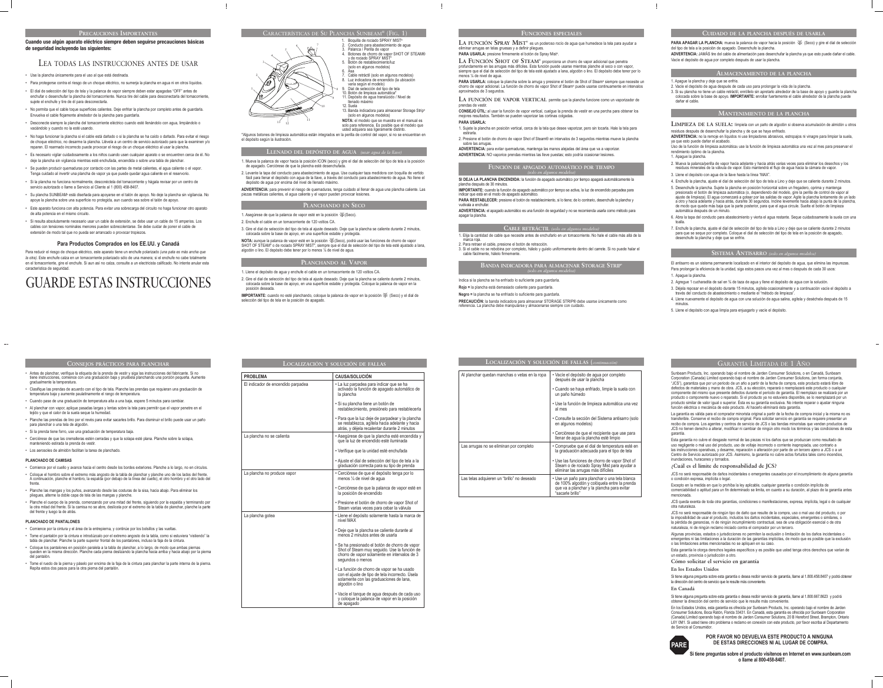## Precauciones Importantes

**Cuando use algún aparato eléctrico siempre deben seguirse precauciones básicas de seguridad incluyendo las siguientes:**

# Lea todas las instrucciones antes de usar

- Use la plancha únicamente para el uso al que está destinada.
- Para protegerse contra el riesgo de un choque eléctrico, no sumerja la plancha en agua ni en otros líquidos.
- El dial de selección del tipo de tela y la palanca de vapor siempre deben estar apagadas "OFF" antes de enchufar o desenchufar la plancha al tomacorriente. Nunca tire del cable para desconectarla del tomacorriente, sujete el enchufe y tire de él para desconectarla.
- No permita que el cable toque superficies calientes. Deje enfriar la plancha por completo antes de guardarla. Envuelva el cable flojamente alrededor de la plancha para guardarla.
- Desconecte siempre la plancha del tomacorriente eléctrico cuando esté llenándolo con agua, limpiándolo o vaciándolo y cuando no la esté usando.
- No haga funcionar la plancha si el cable está dañado o si la plancha se ha caído o dañado. Para evitar el riesgo de choque eléctrico, no desarme la plancha. Llévela a un centro de servicio autorizado para que la examinen y/o reparen. El rearmado incorrecto puede provocar el riesgo de un choque eléctrico al usar la plancha.
- Es necesario vigilar cuidadosamente a los niños cuando usen cualquier aparato o se encuentren cerca de él. No deje la plancha sin vigilancia mientras esté enchufada, encendida o sobre una tabla de planchar.
- Se pueden producir quemaduras por contacto con las partes de metal calientes, el agua caliente o el vapor. Tenga cuidado al invertir una plancha de vapor ya que puede quedar agua caliente en el reservorio.
- Si la plancha no funciona normalmente, desconéctela del tomacorriente y hágala revisar por un centro de servicio autorizado o llame a Servicio al Cliente al 1 (800) 458-8407.
- Su plancha SUNBEAM® está diseñada para apoyarse en el talón de apoyo. No deje la plancha sin vigilancia. No apoye la plancha sobre una superficie no protegida, aun cuando sea sobre el talón de apoyo.
- Este aparato funciona con alta potencia. Para evitar una sobrecarga del circuito no haga funcionar otro aparato de alta potencia en el mismo circuito.
- Si resulta absolutamente necesario usar un cable de extensión, se debe usar un cable de 15 amperios. Los cables con tensiones nominales menores pueden sobrecalentarse. Se debe cuidar de poner el cable de extensión de modo tal que no pueda ser arrancado o provocar tropiezos.

### Para Productos Comprados en los EE.UU. y Canadá

Para reducir el riesgo de choque eléctrico, este aparato tiene un enchufe polarizado *(una pata es más ancha que la otra)*. Este enchufe calza en un tomacorriente polarizado sólo de una manera; si el enchufe no cabe totalmente en el tomacorriente, gire el enchufe. Si aun así no calza, consulte a un electricista calificado. No intente anular esta característica de seguridad.

# GUARDE ESTAS INSTRUCCIONES

## Características de Su Plancha Sunbeam® (Fig. 1)

1. Boquilla de rociado SPRAY MIST®
2. Conducto para abastecimiento de agua
3. Palanca / Perilla de vapor
4. Botones de chorro de vapor SHOT OF STEAM® y de rociado SPRAY MIST®
5. Botón de restablecimiento/luz (solo en algunos modelos)
6. Asa
7. Cable retráctil (solo en algunos modelos)
8. Luz indicadora de encendido (la ubicación varía según el modelo)
9. Dial de selección del tipo de tela
10. Botón de limpieza automática*
11. Depósito de agua translúcido / Nivel de llenado máximo
12. Suela
13. Banda indicadora para almacenar Storage Strip® (solo en algunos modelos)

**NOTA:** el modelo que se muestra en el manual es solo para referencia. Es posible que el modelo que usted adquiera sea ligeramente distinto.

*Algunos botones de limpieza automática están integrados en la perilla de control del vapor, si no se encuentran en el depósito según la ilustración.

## Llenado del depósito de agua *(usar agua de la llave)*

1. Mueva la palanca de vapor hacia la posición ICON (seco) y gire el dial de selección del tipo de tela a la posición de apagado. Cerciórese de que la plancha está desenchufada.
2. Levante la tapa del conducto para abastecimiento de agua. Use cualquier taza medidora con boquilla de vertido fácil para llenar el depósito con agua de la llave, a través del conducto para abastecimiento de agua. No llene el depósito de agua por encima del nivel de llenado máximo.

**ADVERTENCIA:** para prevenir el riesgo de quemaduras, tenga cuidado al llenar de agua una plancha caliente. Las piezas metálicas calientes, el agua caliente y el vapor pueden provocar lesiones.

## Planchando en Seco

1. Asegúrese de que la palanca de vapor esté en la posición (Seco).
2. Enchufe el cable en un tomacorriente de 120 voltios CA.
3. Gire el dial de selección del tipo de tela al ajuste deseado. Deje que la plancha se caliente durante 2 minutos, colocada sobre la base de apoyo, en una superficie estable y protegida.

**NOTA:** aunque la palanca de vapor esté en la posición (Seco), podrá usar las funciones de chorro de vapor SHOT OF STEAM® o de rociado SPRAY MIST®, siempre que el dial de selección del tipo de tela esté ajustado a lana, algodón o lino. El depósito debe tener por lo menos ¼ de nivel de agua.

## Planchando al Vapor

1. Llene el depósito de agua y enchufe el cable en un tomacorriente de 120 voltios CA.
2. Gire el dial de selección del tipo de tela al ajuste deseado. Deje que la plancha se caliente durante 2 minutos, colocada sobre la base de apoyo, en una superficie estable y protegida. Coloque la palanca de vapor en la posición deseada.

**IMPORTANTE:** cuando no esté planchando, coloque la palanca de vapor en la posición (Seco) y el dial de selección del tipo de tela en la posición de apagado.

## Funciones especiales

**La función Spray Mist®** es un poderoso rocío de agua que humedece la tela para ayudar a eliminar arrugas en telas gruesas y a definir pliegues.

**PARA USARLA:** presione firmemente el botón de Spray Mist®.

**La Función Shot of Steam®** proporciona un chorro de vapor adicional que penetra profundamente en las arrugas más difíciles. Esta función puede usarse mientras plancha al seco o con vapor, siempre que el dial de selección del tipo de tela esté ajustado a lana, algodón o lino. El depósito debe tener por lo menos ¼ de nivel de agua.

**PARA USARLA:** coloque la plancha sobre la arruga y presione el botón de Shot of Steam® siempre que necesite un chorro de vapor adicional. La función de chorro de vapor Shot of Steam® puede usarse continuamente en intervalos aproximados de 3 segundos.

**La función de vapor vertical** permite que la plancha funcione como un vaporizador de prendas de vestir.

**CONSEJO ÚTIL:** al usar la función de vapor vertical, cuelgue la prenda de vestir en una percha para obtener los mejores resultados. También se pueden vaporizar las cortinas colgadas.

**PARA USARLA:**

1. Sujete la plancha en posición vertical, cerca de la tela que desee vaporizar, pero sin tocarla. Hale la tela para estirarla.
2. Presione el botón de chorro de vapor Shot of Steam® en intervalos de 3 segundos mientras mueve la plancha sobre las arrugas.

**ADVERTENCIA:** para evitar quemaduras, mantenga las manos alejadas del área que va a vaporizar.

**ADVERTENCIA:** NO vaporice prendas mientras las lleve puestas; esto podría ocasionar lesiones.

## Función de apagado automático por tiempo *(solo en algunos modelos)*

**SI DEJA LA PLANCHA ENCENDIDA:** la función de apagado automático por tiempo apagará automáticamente la plancha después de 30 minutos.

**IMPORTANTE:** cuando la función de apagado automático por tiempo se activa, la luz de encendido parpadea para indicar que está en el modo de apagado automático.

**PARA RESTABLECER:** presione el botón de restablecimiento, si lo tiene; de lo contrario, desenchufe la plancha y vuélvala a enchufar.

**ADVERTENCIA:** el apagado automático es una función de seguridad y no se recomienda usarla como método para apagar la plancha.

## Cable retráctil *(solo en algunos modelos)*

1. Elija la cantidad de cable que necesite antes de enchufarlo en un tomacorriente. No hale el cable más allá de la marca roja.
2. Para retraer el cable, presione el botón de retracción.
3. Si el cable no se rebobina por completo, hálelo y guíelo uniformemente dentro del carrete. Si no puede halar el cable fácilmente, hálelo firmemente.

## Banda indicadora para almacenar Storage Strip® *(solo en algunos modelos)*

Indica si la plancha se ha enfriado lo suficiente para guardarla.

**Rojo** = la plancha está demasiado caliente para guardarla.

**Negro** = la plancha se ha enfriado lo suficiente para guardarla.

**PRECAUCIÓN:** la banda indicadora para almacenar STORAGE STRIP® debe usarse únicamente como referencia. La plancha debe manipularse y almacenarse siempre con cuidado.

## Cuidado de la plancha después de usarla

**PARA APAGAR LA PLANCHA:** mueva la palanca de vapor hacia la posición (Seco) y gire el dial de selección del tipo de tela a la posición de apagado. Desenchufe la plancha.

**ADVERTENCIA:** JAMÁS tire del cable de alimentación para desenchufar la plancha ya que esto puede dañar el cable.

Vacíe el depósito de agua por completo después de usar la plancha.

## Almacenamiento de la plancha

1. Apague la plancha y deje que se enfríe.
2. Vacíe el depósito de agua después de cada uso para prolongar la vida de la plancha.
3. Si su plancha no tiene un cable retráctil, enróllelo sin apretarlo alrededor de la base de apoyo y guarde la plancha colocada sobre la base de apoyo. **IMPORTANTE:** enrollar fuertemente el cable alrededor de la plancha puede dañar el cable.

## Mantenimiento de la plancha

**Limpieza de la suela:** límpiela con un paño de algodón si observa acumulación de almidón u otros residuos después de desenchufar la plancha y de que se haya enfriado.

**ADVERTENCIA:** no la remoje en líquidos ni use limpiadores abrasivos, estropajos ni vinagre para limpiar la suela, ya que esto puede dañar el acabado.

Uso de la función de limpieza automática**:** use la función de limpieza automática una vez al mes para preservar el rendimiento óptimo de la plancha.

1. Apague la plancha.
2. Mueva la palanca/perilla de vapor hacia adelante y hacia atrás varias veces para eliminar los desechos y los residuos minerales de la válvula de vapor. Esto mantendrá el flujo de agua hacia la cámara de vapor.
3. Llene el depósito con agua de la llave hasta la línea "MAX".
4. Enchufe la plancha, ajuste el dial de selección del tipo de tela a Lino y deje que se caliente durante 2 minutos.
5. Desenchufe la plancha. Sujete la plancha en posición horizontal sobre un fregadero, oprima y mantenga presionado el botón de limpieza automática (o, dependiendo del modelo, gire la perilla de control de vapor al ajuste de limpieza). El agua comenzará a gotear por las salidas de vapor. Agite la plancha lentamente de un lado a otro y hacia adelante y hacia atrás, durante 30 segundos. Incline levemente hacia abajo la punta de la plancha, de modo que quede más baja que la parte posterior, para que el agua circule. Suelte el botón de limpieza automática después de un minuto.
6. Abra la tapa del conducto para abastecimiento y vierta el agua restante. Seque cuidadosamente la suela con una toalla.
7. Enchufe la plancha, ajuste el dial de selección del tipo de tela a Lino y deje que se caliente durante 2 minutos para que se seque por completo. Coloque el dial de selección del tipo de tela en la posición de apagado, desenchufe la plancha y deje que se enfríe.

## Sistema Antisarro *(solo en algunos modelos)*

El antisarro es un sistema permanente localizado en el interior del depósito de agua, que elimina las impurezas. Para prolongar la eficiencia de la unidad, siga estos pasos una vez al mes o después de cada 30 usos:

1. Apague la plancha.
2. Agregue 1 cucharadita de sal en ¾ de taza de agua y llene el depósito de agua con la solución.
3. Déjela reposar en el depósito durante 15 minutos, agítela ocasionalmente y a continuación vacíe el depósito a través del conducto de abastecimiento o mediante el "método de limpieza".
4. Llene nuevamente el depósito de agua con una solución de agua salina, agítela y deséchela después de 15 minutos.
5. Llene el depósito con agua limpia para enjuagarlo y vacíe el depósito.

## Consejos prácticos para planchar

- Antes de planchar, verifique la etiqueta de la prenda de vestir y siga las instrucciones del fabricante. Si no tiene instrucciones, comience con una graduación baja y pruébela planchando una porción pequeña. Aumente gradualmente la temperatura.
- Clasifique las prendas de acuerdo con el tipo de tela. Planche las prendas que requieran una graduación de temperatura baja y aumente paulatinamente el rango de temperatura.
- Cuando pase de una graduación de temperatura alta a una baja, espere 5 minutos para cambiar.
- Al planchar con vapor, aplique pasadas largas y lentas sobre la tela para permitir que el vapor penetre en el tejido y que el calor de la suela seque la humedad.
- Planche las prendas de lino por el revés para evitar sacarles brillo. Para disminuir el brillo puede usar un paño para planchar o una tela de algodón.
- Si la prenda tiene forro, use una graduación de temperatura baja.
- Cerciórese de que las cremalleras estén cerradas y que la solapa esté plana. Planche sobre la solapa, manteniendo estirada la prenda de vestir.
- Los aerosoles de almidón facilitan la tarea de planchado.

**PLANCHADO DE CAMISAS**

- Comience por el cuello y avance hacia el centro desde los bordes exteriores. Planche a lo largo, no en círculos.
- Coloque el hombro sobre el extremo más angosto de la tabla de planchar y planche uno de los lados del frente. A continuación, planche el hombro, la espalda (por debajo de la línea del cuello), el otro hombro y el otro lado del frente.
- Planche las mangas y los puños, avanzando desde las costuras de la sisa, hacia abajo. Para eliminar los pliegues, alterne la doble capa de tela de las mangas y planche.
- Planche el cuerpo de la prenda, comenzando por una mitad del frente, siguiendo por la espalda y terminando por la otra mitad del frente. Si la camisa no se abre, deslícela por el extremo de la tabla de planchar, planche la parte del frente y luego la de atrás.

**PLANCHADO DE PANTALONES**

- Comience por la cintura y el área de la entrepierna, y continúe por los bolsillos y las vueltas.
- Tome el pantalón por la cintura e introdúzcalo por el extremo angosto de la tabla, como si estuviera "vistiendo" la tabla de planchar. Planche la parte superior frontal de los pantalones, incluso la faja de la cintura.
- Coloque los pantalones en posición paralela a la tabla de planchar, a lo largo, de modo que ambas piernas queden en la misma dirección. Planche cada pierna deslizando la plancha hacia arriba y hacia abajo por la pierna del pantalón.
- Tome el ruedo de la pierna y páselo por encima de la faja de la cintura para planchar la parte interna de la pierna. Repita estos dos pasos para la otra pierna del pantalón.

## Localización y solución de fallas

| PROBLEMA | CAUSA/SOLUCIÓN |
|---|---|
| El indicador de encendido parpadea | • La luz parpadea para indicar que se ha activado la función de apagado automático de la plancha<br>• Si su plancha tiene un botón de restablecimiento, presiónelo para restablecerla<br>• Para que la luz deje de parpadear y la plancha se restablezca, agítela hacia adelante y hacia atrás, y déjela recalentar durante 2 minutos |
| La plancha no se calienta | • Asegúrese de que la plancha esté encendida y que la luz de encendido esté iluminada<br>• Verifique que la unidad esté enchufada<br>• Ajuste el dial de selección del tipo de tela a la graduación correcta para su tipo de prenda |
| La plancha no produce vapor | • Cerciórese de que el depósito tenga por lo menos ¼ de nivel de agua<br>• Cerciórese de que la palanca de vapor esté en la posición de encendido<br>• Presione el botón de chorro de vapor Shot of Steam varias veces para cebar la válvula |
| La plancha gotea | • Llene el depósito solamente hasta la marca de nivel MAX<br>• Deje que la plancha se caliente durante al menos 2 minutos antes de usarla<br>• Se ha presionado el botón de chorro de vapor Shot of Steam muy seguido. Use la función de chorro de vapor solamente en intervalos de 3 segundos o menos<br>• La función de chorro de vapor se ha usado con el ajuste de tipo de tela incorrecto. Úsela solamente con las graduaciones de lana, algodón o lino<br>• Vacíe el tanque de agua después de cada uso y coloque la palanca de vapor en la posición de apagado |

## Localización y solución de fallas *(continuación)*

| | |
|---|---|
| Al planchar quedan manchas o vetas en la ropa | • Vacíe el depósito de agua por completo después de usar la plancha<br>• Cuando se haya enfriado, limpie la suela con un paño húmedo<br>• Use la función de limpieza automática una vez al mes<br>• Consulte la sección del Sistema antisarro (solo en algunos modelos)<br>• Cerciórese de que el recipiente que use para llenar de agua la plancha esté limpio |
| Las arrugas no se eliminan por completo | • Compruebe que el dial de temperatura esté en la graduación adecuada para el tipo de tela<br>• Use las funciones de chorro de vapor Shot of Steam o de rociado Spray Mist para ayudar a eliminar las arrugas más difíciles |
| Las telas adquieren un "brillo" no deseado | • Use un paño para planchar o una tela blanca de 100% algodón y colóquela entre la prenda que va a planchar y la plancha para evitar "sacarle brillo" |

## Garantía Limitada de 1 Año

Sunbeam Products, Inc. operando bajo el nombre de Jarden Consumer Solutions, o en Canadá, Sunbeam Corporation (Canada) Limited operando bajo el nombre de Jarden Consumer Solutions, (en forma conjunta, "JCS"), garantiza que por un período de un año a partir de la fecha de compra, este producto estará libre de defectos de materiales y mano de obra. JCS, a su elección, reparará o reemplazará este producto o cualquier componente del mismo que presente defectos durante el período de garantía. El reemplazo se realizará por un producto o componente nuevo o reparado. Si el producto ya no estuviera disponible, se lo reemplazará por un producto similar de valor igual o superior. Ésta es su garantía exclusiva. No intente reparar o ajustar ninguna función eléctrica o mecánica de este producto. Al hacerlo elimínará ésta garantía.

La garantía es válida para el comprador minorista original a partir de la fecha de compra inicial y la misma no es transferible. Conserve el recibo de compra original. Para solicitar servicio en garantía se requiere presentar un recibo de compra. Los agentes y centros de servicio de JCS o las tiendas minoristas que venden productos de JCS no tienen derecho a alterar, modificar ni cambiar de ningún otro modo los términos y las condiciones de esta garantía.

Esta garantía no cubre el desgaste normal de las piezas ni los daños que se produzcan como resultado de uso negligente o mal uso del producto, uso de voltaje incorrecto o corriente inapropiada, uso contrario a las instrucciones operativas, y desarme, reparación o alteración por parte de un tercero ajeno a JCS o a un Centro de Servicio autorizado por JCS. Asimismo, la garantía no cubre actos fortuitos tales como incendios, inundaciones, huracanes y tornados.

### ¿Cuál es el límite de responsabilidad de JCS?

JCS no será responsable de daños incidentales o emergentes causados por el incumplimiento de alguna garantía o condición expresa, implícita o legal.

Excepto en la medida en que lo prohíba la ley aplicable, cualquier garantía o condición implícita de comerciabilidad o aptitud para un fin determinado se limita, en cuanto a su duración, al plazo de la garantía antes mencionada.

JCS queda exenta de toda otra garantías, condiciones o manifestaciones, expresa, implícita, legal o de cualquier otra naturaleza.

JCS no será responsable de ningún tipo de daño que resulte de la compra, uso o mal uso del producto, o por la imposibilidad de usar el producto, incluidos los daños incidentales, especiales, emergentes o similares, o la pérdida de ganancias, ni de ningún incumplimiento contractual, sea de una obligación esencial o de otra naturaleza, ni de ningún reclamo iniciado contra el comprador por un tercero.

Algunas provincias, estados o jurisdicciones no permiten la exclusión o limitación de los daños incidentales o emergentes ni las limitaciones a la duración de las garantías implícitas, de modo que es posible que la exclusión o las limitaciones antes mencionadas no se apliquen en su caso.

Esta garantía le otorga derechos legales específicos y es posible que usted tenga otros derechos que varían de un estado, provincia o jurisdicción a otro.

### Cómo solicitar el servicio en garantía

**En los Estados Unidos**

Si tiene alguna pregunta sobre esta garantía o desea recibir servicio de garantía, llame al 1.800.458.8407 y podrá obtener la dirección del centro de servicio que le resulte más conveniente.

**En Canadá**

Si tiene alguna pregunta sobre esta garantía o desea recibir servicio de garantía, llame al 1.800.667.8623 y podrá obtener la dirección del centro de servicio que le resulte más conveniente.

En los Estados Unidos, esta garantía es ofrecida por Sunbeam Products, Inc. operando bajo el nombre de Jarden Consumer Solutions, Boca Ratón, Florida 33431. En Canadá, esta garantía es ofrecida por Sunbeam Corporation (Canada) Limited operando bajo el nombre de Jarden Consumer Solutions, 20 B Hereford Street, Brampton, Ontario L6Y 0M1. Si usted tiene otro problema o reclamo en conexión con este producto, por favor escriba al Departamento de Servicio al Consumidor.

PARE

**POR FAVOR NO DEVUELVA ESTE PRODUCTO A NINGUNA DE ESTAS DIRECCIONES NI AL LUGAR DE COMPRA.**

**Si tiene preguntas sobre el producto visítenos en Internet en www.sunbeam.com o llame al 800-458-8407.**